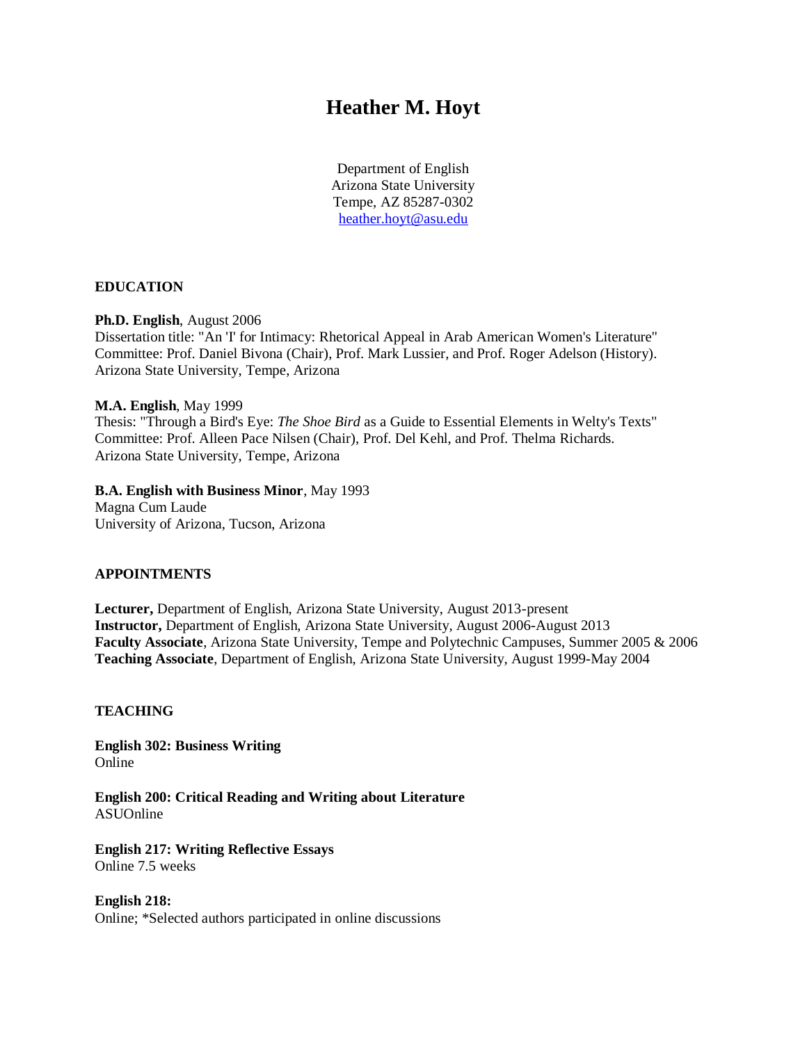# Heather M. Hoyt

Department of English
Arizona State University
Tempe, AZ 85287-0302
heather.hoyt@asu.edu

## EDUCATION

**Ph.D. English**, August 2006
Dissertation title: "An 'I' for Intimacy: Rhetorical Appeal in Arab American Women's Literature"
Committee: Prof. Daniel Bivona (Chair), Prof. Mark Lussier, and Prof. Roger Adelson (History).
Arizona State University, Tempe, Arizona

**M.A. English**, May 1999
Thesis: "Through a Bird's Eye: *The Shoe Bird* as a Guide to Essential Elements in Welty's Texts"
Committee: Prof. Alleen Pace Nilsen (Chair), Prof. Del Kehl, and Prof. Thelma Richards.
Arizona State University, Tempe, Arizona

**B.A. English with Business Minor**, May 1993
Magna Cum Laude
University of Arizona, Tucson, Arizona

## APPOINTMENTS

**Lecturer,** Department of English, Arizona State University, August 2013-present
**Instructor,** Department of English, Arizona State University, August 2006-August 2013
**Faculty Associate**, Arizona State University, Tempe and Polytechnic Campuses, Summer 2005 & 2006
**Teaching Associate**, Department of English, Arizona State University, August 1999-May 2004

## TEACHING

**English 302: Business Writing**
Online

**English 200: Critical Reading and Writing about Literature**
ASUOnline

**English 217: Writing Reflective Essays**
Online 7.5 weeks

**English 218:**
Online; *Selected authors participated in online discussions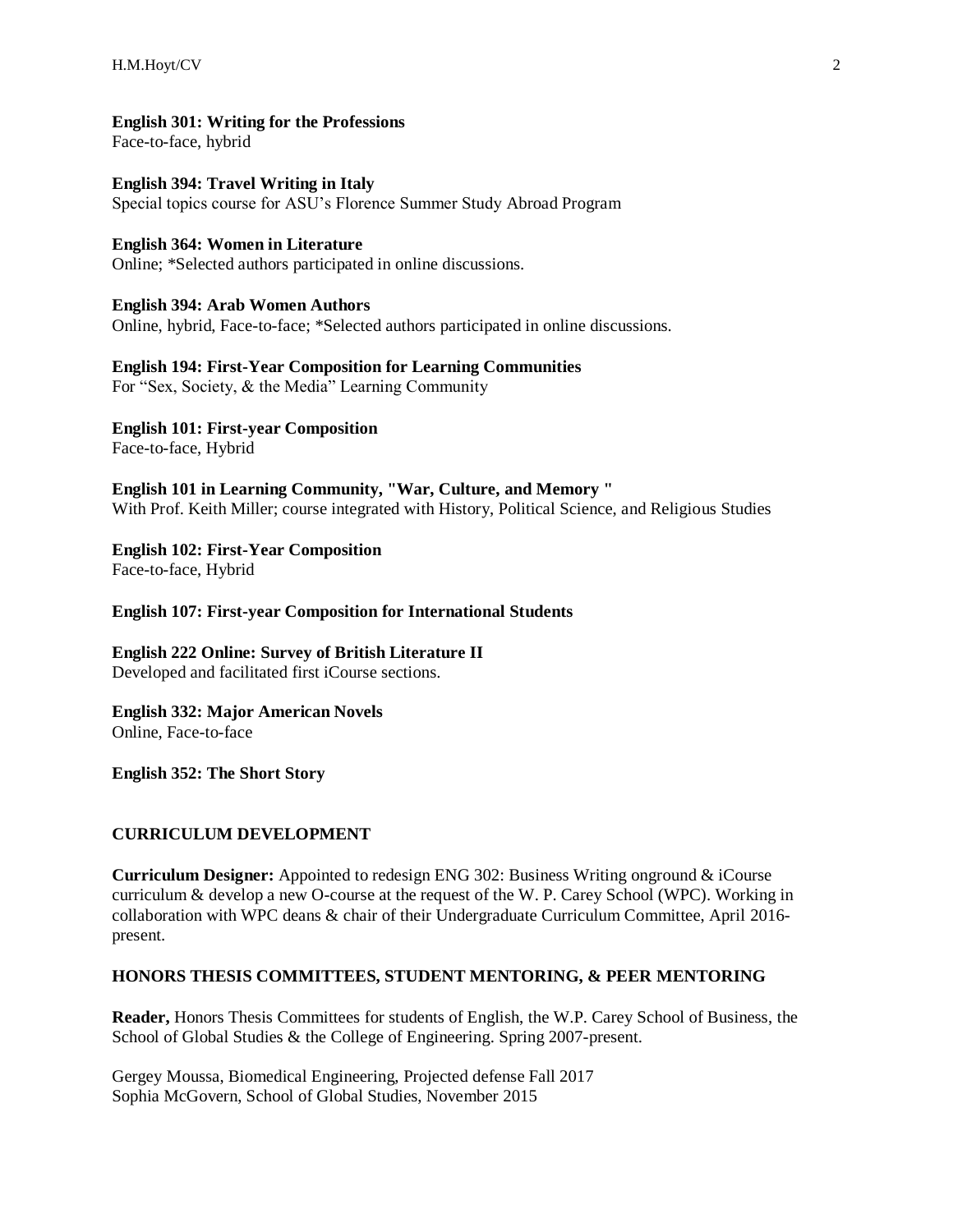**English 301: Writing for the Professions**
Face-to-face, hybrid

**English 394: Travel Writing in Italy**
Special topics course for ASU's Florence Summer Study Abroad Program

**English 364: Women in Literature**
Online; *Selected authors participated in online discussions.

**English 394: Arab Women Authors**
Online, hybrid, Face-to-face; *Selected authors participated in online discussions.

**English 194: First-Year Composition for Learning Communities**
For "Sex, Society, & the Media" Learning Community

**English 101: First-year Composition**
Face-to-face, Hybrid

**English 101 in Learning Community, "War, Culture, and Memory "**
With Prof. Keith Miller; course integrated with History, Political Science, and Religious Studies

**English 102: First-Year Composition**
Face-to-face, Hybrid

**English 107: First-year Composition for International Students**

**English 222 Online: Survey of British Literature II**
Developed and facilitated first iCourse sections.

**English 332: Major American Novels**
Online, Face-to-face

**English 352: The Short Story**

## CURRICULUM DEVELOPMENT

**Curriculum Designer:** Appointed to redesign ENG 302: Business Writing onground & iCourse curriculum & develop a new O-course at the request of the W. P. Carey School (WPC). Working in collaboration with WPC deans & chair of their Undergraduate Curriculum Committee, April 2016-present.

## HONORS THESIS COMMITTEES, STUDENT MENTORING, & PEER MENTORING

**Reader,** Honors Thesis Committees for students of English, the W.P. Carey School of Business, the School of Global Studies & the College of Engineering. Spring 2007-present.

Gergey Moussa, Biomedical Engineering, Projected defense Fall 2017
Sophia McGovern, School of Global Studies, November 2015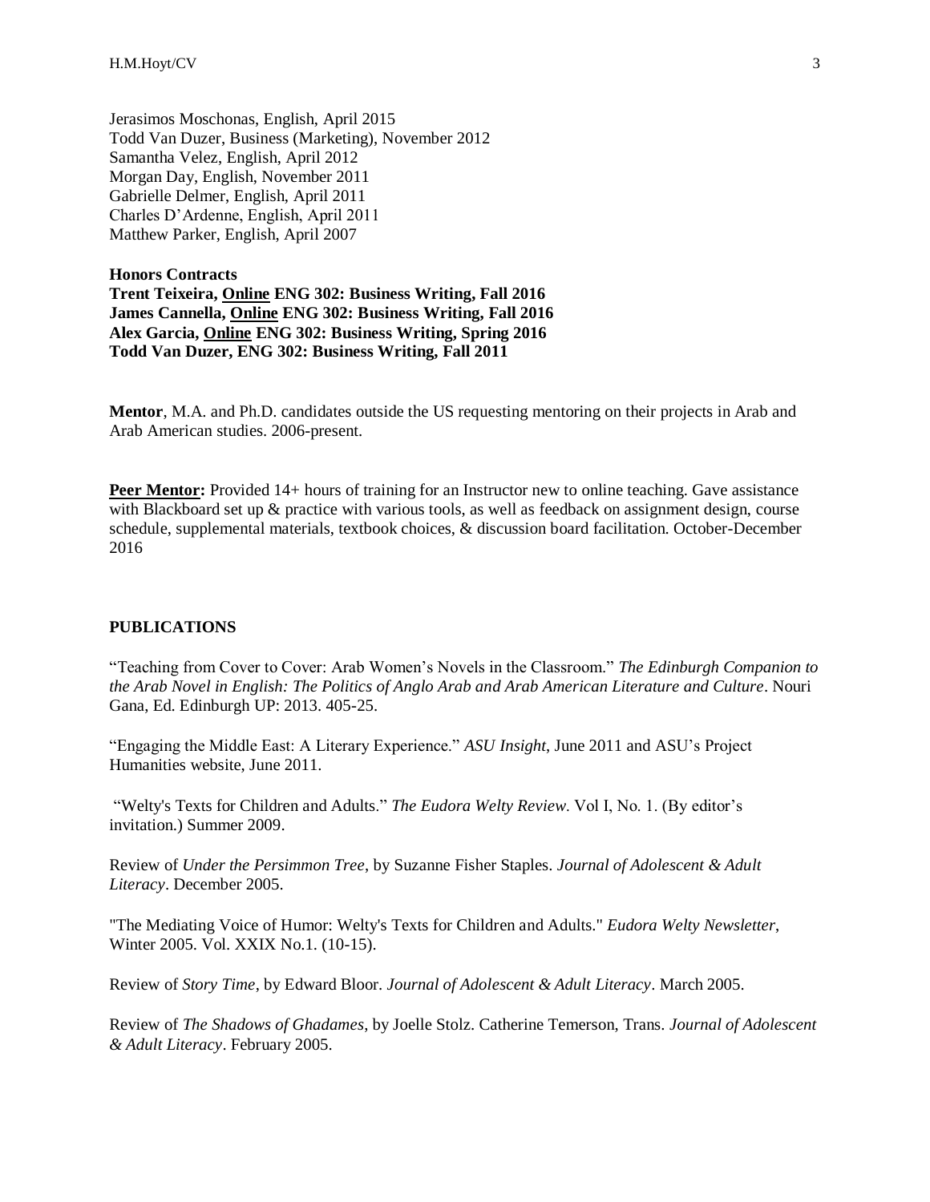Jerasimos Moschonas, English, April 2015  
Todd Van Duzer, Business (Marketing), November 2012  
Samantha Velez, English, April 2012  
Morgan Day, English, November 2011  
Gabrielle Delmer, English, April 2011  
Charles D'Ardenne, English, April 2011  
Matthew Parker, English, April 2007

**Honors Contracts**  
**Trent Teixeira, <u>Online</u> ENG 302: Business Writing, Fall 2016**  
**James Cannella, <u>Online</u> ENG 302: Business Writing, Fall 2016**  
**Alex Garcia, <u>Online</u> ENG 302: Business Writing, Spring 2016**  
**Todd Van Duzer, ENG 302: Business Writing, Fall 2011**

**Mentor**, M.A. and Ph.D. candidates outside the US requesting mentoring on their projects in Arab and Arab American studies. 2006-present.

**<u>Peer Mentor</u>:** Provided 14+ hours of training for an Instructor new to online teaching. Gave assistance with Blackboard set up & practice with various tools, as well as feedback on assignment design, course schedule, supplemental materials, textbook choices, & discussion board facilitation. October-December 2016

## PUBLICATIONS

"Teaching from Cover to Cover: Arab Women's Novels in the Classroom." *The Edinburgh Companion to the Arab Novel in English: The Politics of Anglo Arab and Arab American Literature and Culture*. Nouri Gana, Ed. Edinburgh UP: 2013. 405-25.

"Engaging the Middle East: A Literary Experience." *ASU Insight*, June 2011 and ASU's Project Humanities website, June 2011.

"Welty's Texts for Children and Adults." *The Eudora Welty Review*. Vol I, No. 1. (By editor's invitation.) Summer 2009.

Review of *Under the Persimmon Tree*, by Suzanne Fisher Staples. *Journal of Adolescent & Adult Literacy*. December 2005.

"The Mediating Voice of Humor: Welty's Texts for Children and Adults." *Eudora Welty Newsletter*, Winter 2005. Vol. XXIX No.1. (10-15).

Review of *Story Time*, by Edward Bloor. *Journal of Adolescent & Adult Literacy*. March 2005.

Review of *The Shadows of Ghadames*, by Joelle Stolz. Catherine Temerson, Trans. *Journal of Adolescent & Adult Literacy*. February 2005.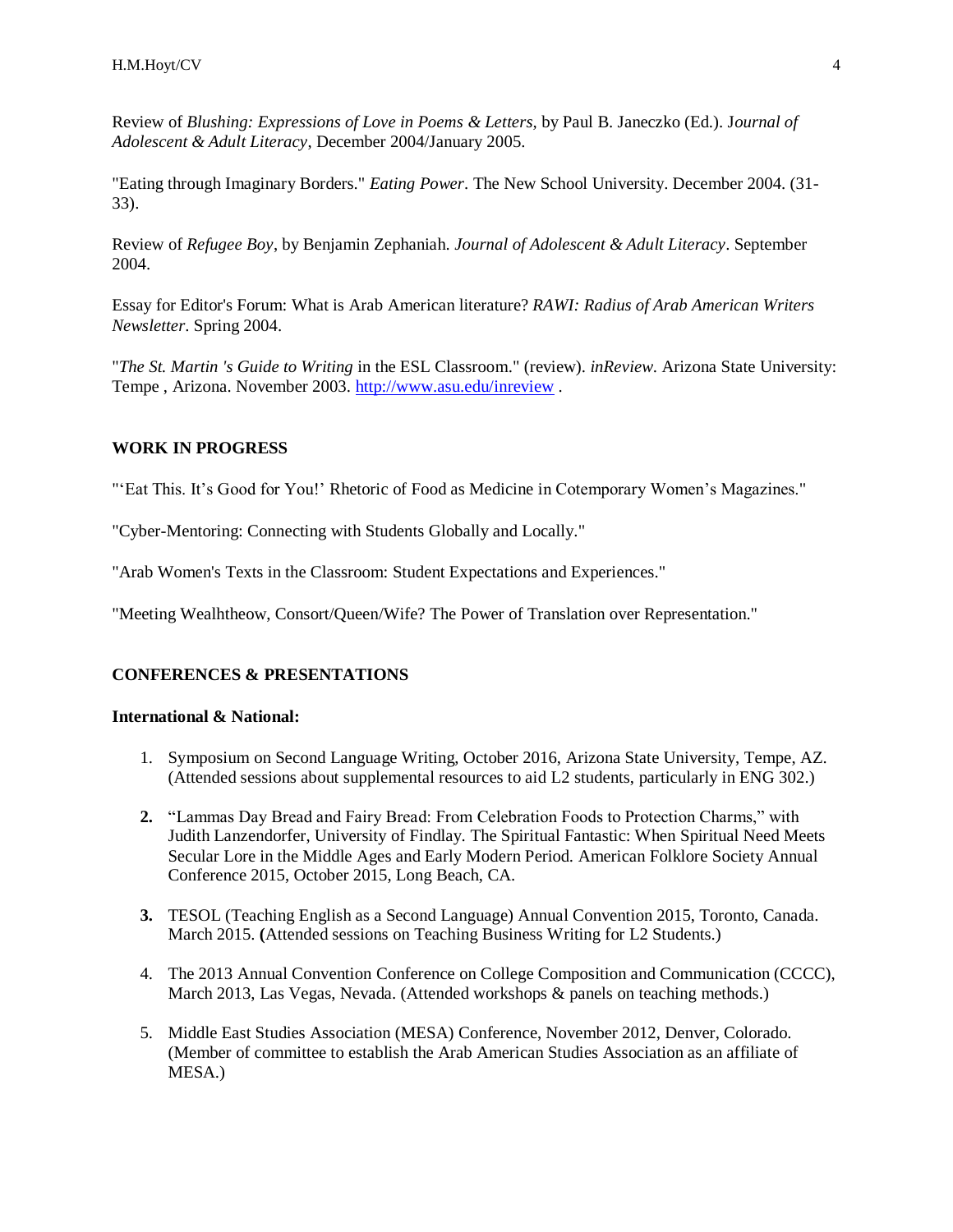Review of *Blushing: Expressions of Love in Poems & Letters*, by Paul B. Janeczko (Ed.). *Journal of Adolescent & Adult Literacy*, December 2004/January 2005.

"Eating through Imaginary Borders." *Eating Power*. The New School University. December 2004. (31-33).

Review of *Refugee Boy*, by Benjamin Zephaniah. *Journal of Adolescent & Adult Literacy*. September 2004.

Essay for Editor's Forum: What is Arab American literature? *RAWI: Radius of Arab American Writers Newsletter*. Spring 2004.

"*The St. Martin 's Guide to Writing* in the ESL Classroom." (review). *inReview*. Arizona State University: Tempe , Arizona. November 2003. http://www.asu.edu/inreview .

## WORK IN PROGRESS

"'Eat This. It's Good for You!' Rhetoric of Food as Medicine in Cotemporary Women's Magazines."

"Cyber-Mentoring: Connecting with Students Globally and Locally."

"Arab Women's Texts in the Classroom: Student Expectations and Experiences."

"Meeting Wealhtheow, Consort/Queen/Wife? The Power of Translation over Representation."

## CONFERENCES & PRESENTATIONS

### International & National:

1. Symposium on Second Language Writing, October 2016, Arizona State University, Tempe, AZ. (Attended sessions about supplemental resources to aid L2 students, particularly in ENG 302.)
2. "Lammas Day Bread and Fairy Bread: From Celebration Foods to Protection Charms," with Judith Lanzendorfer, University of Findlay. The Spiritual Fantastic: When Spiritual Need Meets Secular Lore in the Middle Ages and Early Modern Period. American Folklore Society Annual Conference 2015, October 2015, Long Beach, CA.
3. TESOL (Teaching English as a Second Language) Annual Convention 2015, Toronto, Canada. March 2015. (Attended sessions on Teaching Business Writing for L2 Students.)
4. The 2013 Annual Convention Conference on College Composition and Communication (CCCC), March 2013, Las Vegas, Nevada. (Attended workshops & panels on teaching methods.)
5. Middle East Studies Association (MESA) Conference, November 2012, Denver, Colorado. (Member of committee to establish the Arab American Studies Association as an affiliate of MESA.)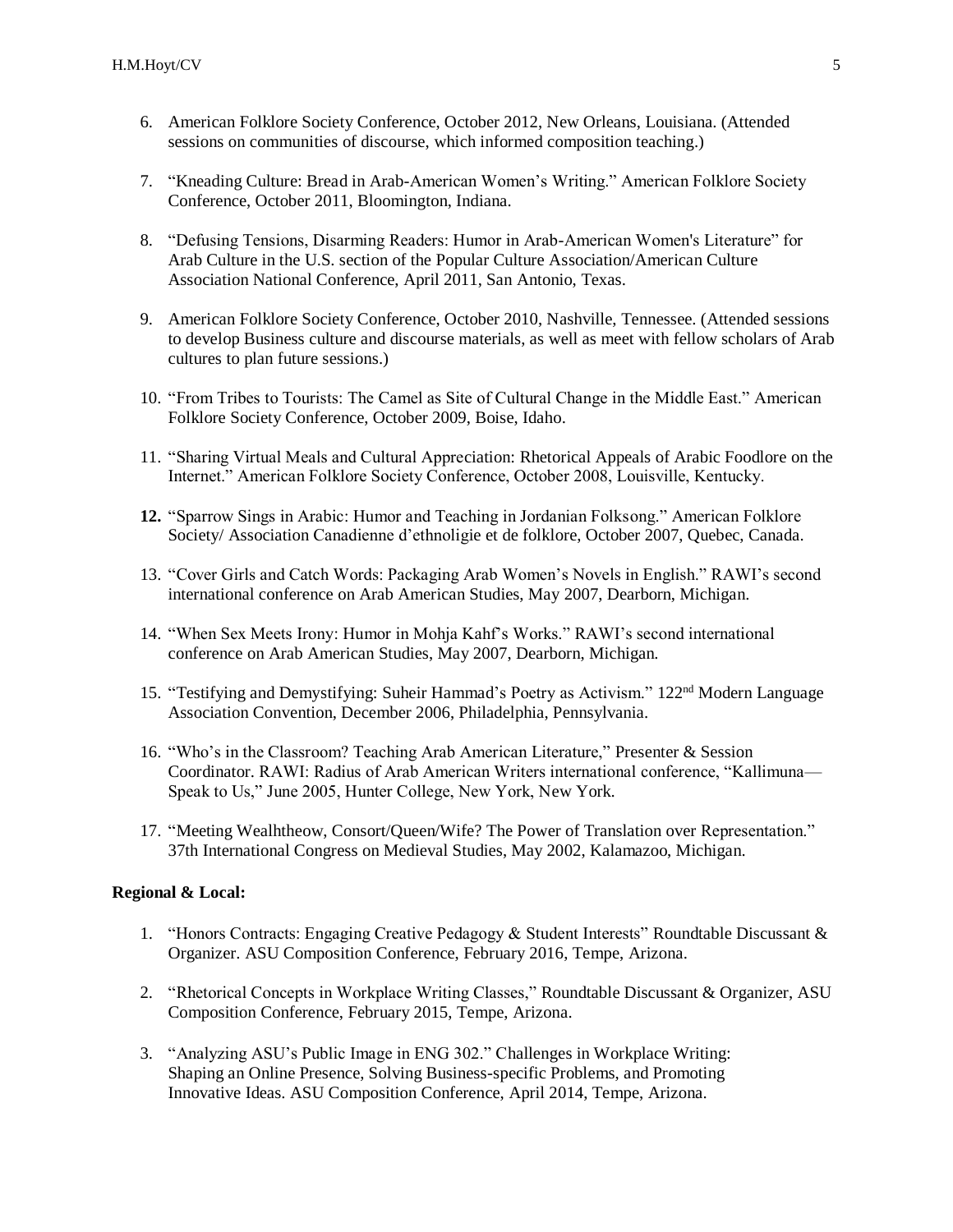6. American Folklore Society Conference, October 2012, New Orleans, Louisiana. (Attended sessions on communities of discourse, which informed composition teaching.)

7. "Kneading Culture: Bread in Arab-American Women's Writing." American Folklore Society Conference, October 2011, Bloomington, Indiana.

8. "Defusing Tensions, Disarming Readers: Humor in Arab-American Women's Literature" for Arab Culture in the U.S. section of the Popular Culture Association/American Culture Association National Conference, April 2011, San Antonio, Texas.

9. American Folklore Society Conference, October 2010, Nashville, Tennessee. (Attended sessions to develop Business culture and discourse materials, as well as meet with fellow scholars of Arab cultures to plan future sessions.)

10. "From Tribes to Tourists: The Camel as Site of Cultural Change in the Middle East." American Folklore Society Conference, October 2009, Boise, Idaho.

11. "Sharing Virtual Meals and Cultural Appreciation: Rhetorical Appeals of Arabic Foodlore on the Internet." American Folklore Society Conference, October 2008, Louisville, Kentucky.

12. "Sparrow Sings in Arabic: Humor and Teaching in Jordanian Folksong." American Folklore Society/ Association Canadienne d'ethnoligie et de folklore, October 2007, Quebec, Canada.

13. "Cover Girls and Catch Words: Packaging Arab Women's Novels in English." RAWI's second international conference on Arab American Studies, May 2007, Dearborn, Michigan.

14. "When Sex Meets Irony: Humor in Mohja Kahf's Works." RAWI's second international conference on Arab American Studies, May 2007, Dearborn, Michigan.

15. "Testifying and Demystifying: Suheir Hammad's Poetry as Activism." 122nd Modern Language Association Convention, December 2006, Philadelphia, Pennsylvania.

16. "Who's in the Classroom? Teaching Arab American Literature," Presenter & Session Coordinator. RAWI: Radius of Arab American Writers international conference, "Kallimuna—Speak to Us," June 2005, Hunter College, New York, New York.

17. "Meeting Wealhtheow, Consort/Queen/Wife? The Power of Translation over Representation." 37th International Congress on Medieval Studies, May 2002, Kalamazoo, Michigan.

**Regional & Local:**

1. "Honors Contracts: Engaging Creative Pedagogy & Student Interests" Roundtable Discussant & Organizer. ASU Composition Conference, February 2016, Tempe, Arizona.

2. "Rhetorical Concepts in Workplace Writing Classes," Roundtable Discussant & Organizer, ASU Composition Conference, February 2015, Tempe, Arizona.

3. "Analyzing ASU's Public Image in ENG 302." Challenges in Workplace Writing: Shaping an Online Presence, Solving Business-specific Problems, and Promoting Innovative Ideas. ASU Composition Conference, April 2014, Tempe, Arizona.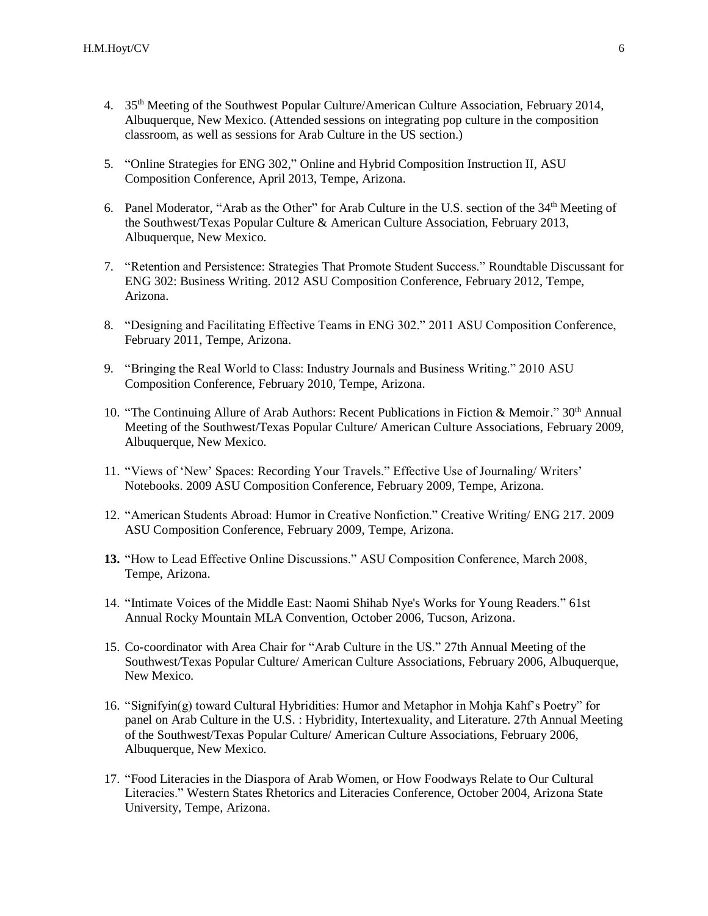4. 35th Meeting of the Southwest Popular Culture/American Culture Association, February 2014, Albuquerque, New Mexico. (Attended sessions on integrating pop culture in the composition classroom, as well as sessions for Arab Culture in the US section.)

5. "Online Strategies for ENG 302," Online and Hybrid Composition Instruction II, ASU Composition Conference, April 2013, Tempe, Arizona.

6. Panel Moderator, "Arab as the Other" for Arab Culture in the U.S. section of the 34th Meeting of the Southwest/Texas Popular Culture & American Culture Association, February 2013, Albuquerque, New Mexico.

7. "Retention and Persistence: Strategies That Promote Student Success." Roundtable Discussant for ENG 302: Business Writing. 2012 ASU Composition Conference, February 2012, Tempe, Arizona.

8. "Designing and Facilitating Effective Teams in ENG 302." 2011 ASU Composition Conference, February 2011, Tempe, Arizona.

9. "Bringing the Real World to Class: Industry Journals and Business Writing." 2010 ASU Composition Conference, February 2010, Tempe, Arizona.

10. "The Continuing Allure of Arab Authors: Recent Publications in Fiction & Memoir." 30th Annual Meeting of the Southwest/Texas Popular Culture/ American Culture Associations, February 2009, Albuquerque, New Mexico.

11. "Views of 'New' Spaces: Recording Your Travels." Effective Use of Journaling/ Writers' Notebooks. 2009 ASU Composition Conference, February 2009, Tempe, Arizona.

12. "American Students Abroad: Humor in Creative Nonfiction." Creative Writing/ ENG 217. 2009 ASU Composition Conference, February 2009, Tempe, Arizona.

13. "How to Lead Effective Online Discussions." ASU Composition Conference, March 2008, Tempe, Arizona.

14. "Intimate Voices of the Middle East: Naomi Shihab Nye's Works for Young Readers." 61st Annual Rocky Mountain MLA Convention, October 2006, Tucson, Arizona.

15. Co-coordinator with Area Chair for "Arab Culture in the US." 27th Annual Meeting of the Southwest/Texas Popular Culture/ American Culture Associations, February 2006, Albuquerque, New Mexico.

16. "Signifyin(g) toward Cultural Hybridities: Humor and Metaphor in Mohja Kahf's Poetry" for panel on Arab Culture in the U.S. : Hybridity, Intertexuality, and Literature. 27th Annual Meeting of the Southwest/Texas Popular Culture/ American Culture Associations, February 2006, Albuquerque, New Mexico.

17. "Food Literacies in the Diaspora of Arab Women, or How Foodways Relate to Our Cultural Literacies." Western States Rhetorics and Literacies Conference, October 2004, Arizona State University, Tempe, Arizona.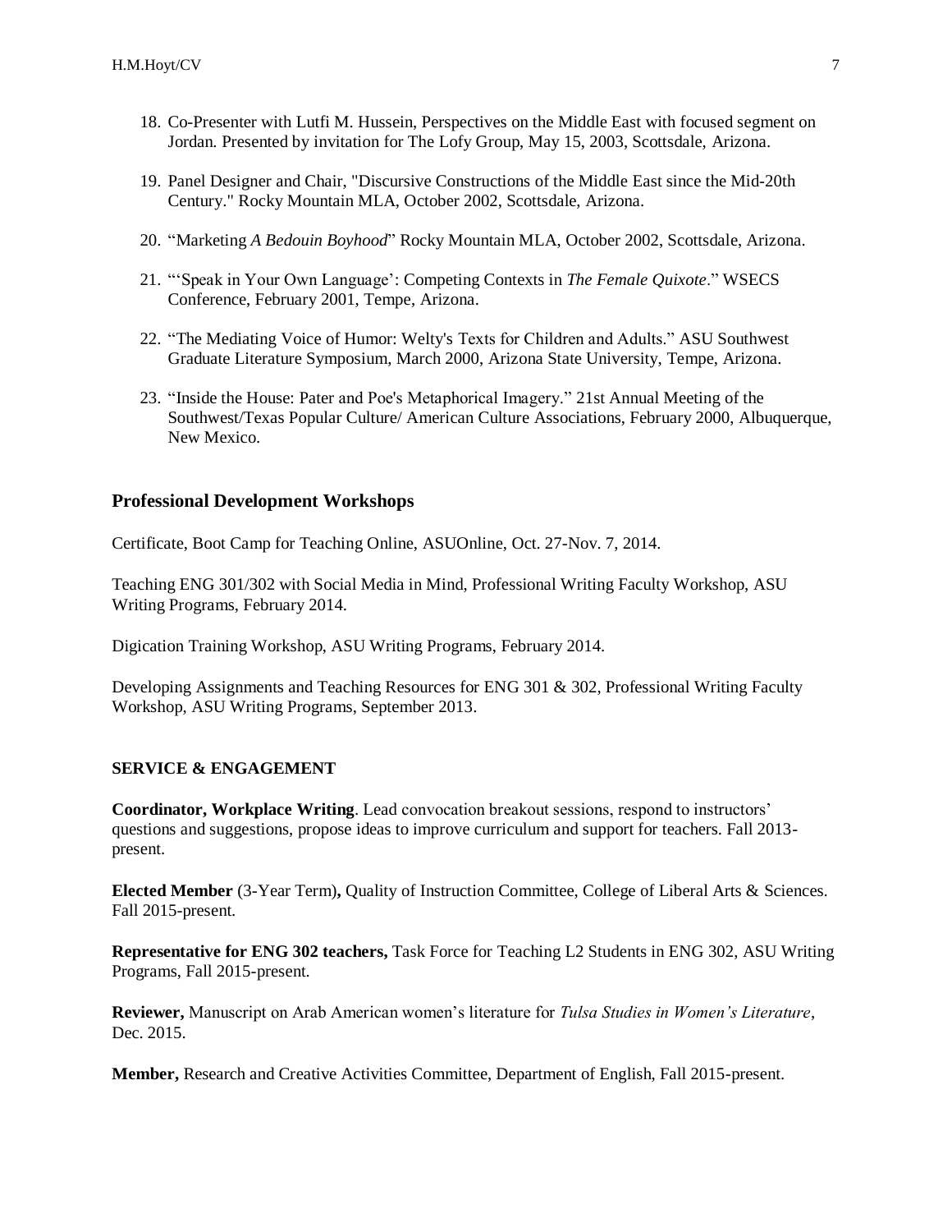18. Co-Presenter with Lutfi M. Hussein, Perspectives on the Middle East with focused segment on Jordan. Presented by invitation for The Lofy Group, May 15, 2003, Scottsdale, Arizona.

19. Panel Designer and Chair, "Discursive Constructions of the Middle East since the Mid-20th Century." Rocky Mountain MLA, October 2002, Scottsdale, Arizona.

20. "Marketing *A Bedouin Boyhood*" Rocky Mountain MLA, October 2002, Scottsdale, Arizona.

21. "'Speak in Your Own Language': Competing Contexts in *The Female Quixote*." WSECS Conference, February 2001, Tempe, Arizona.

22. "The Mediating Voice of Humor: Welty's Texts for Children and Adults." ASU Southwest Graduate Literature Symposium, March 2000, Arizona State University, Tempe, Arizona.

23. "Inside the House: Pater and Poe's Metaphorical Imagery." 21st Annual Meeting of the Southwest/Texas Popular Culture/ American Culture Associations, February 2000, Albuquerque, New Mexico.

## Professional Development Workshops

Certificate, Boot Camp for Teaching Online, ASUOnline, Oct. 27-Nov. 7, 2014.

Teaching ENG 301/302 with Social Media in Mind, Professional Writing Faculty Workshop, ASU Writing Programs, February 2014.

Digication Training Workshop, ASU Writing Programs, February 2014.

Developing Assignments and Teaching Resources for ENG 301 & 302, Professional Writing Faculty Workshop, ASU Writing Programs, September 2013.

## SERVICE & ENGAGEMENT

**Coordinator, Workplace Writing**. Lead convocation breakout sessions, respond to instructors' questions and suggestions, propose ideas to improve curriculum and support for teachers. Fall 2013-present.

**Elected Member** (3-Year Term)**,** Quality of Instruction Committee, College of Liberal Arts & Sciences. Fall 2015-present.

**Representative for ENG 302 teachers,** Task Force for Teaching L2 Students in ENG 302, ASU Writing Programs, Fall 2015-present.

**Reviewer,** Manuscript on Arab American women's literature for *Tulsa Studies in Women's Literature*, Dec. 2015.

**Member,** Research and Creative Activities Committee, Department of English, Fall 2015-present.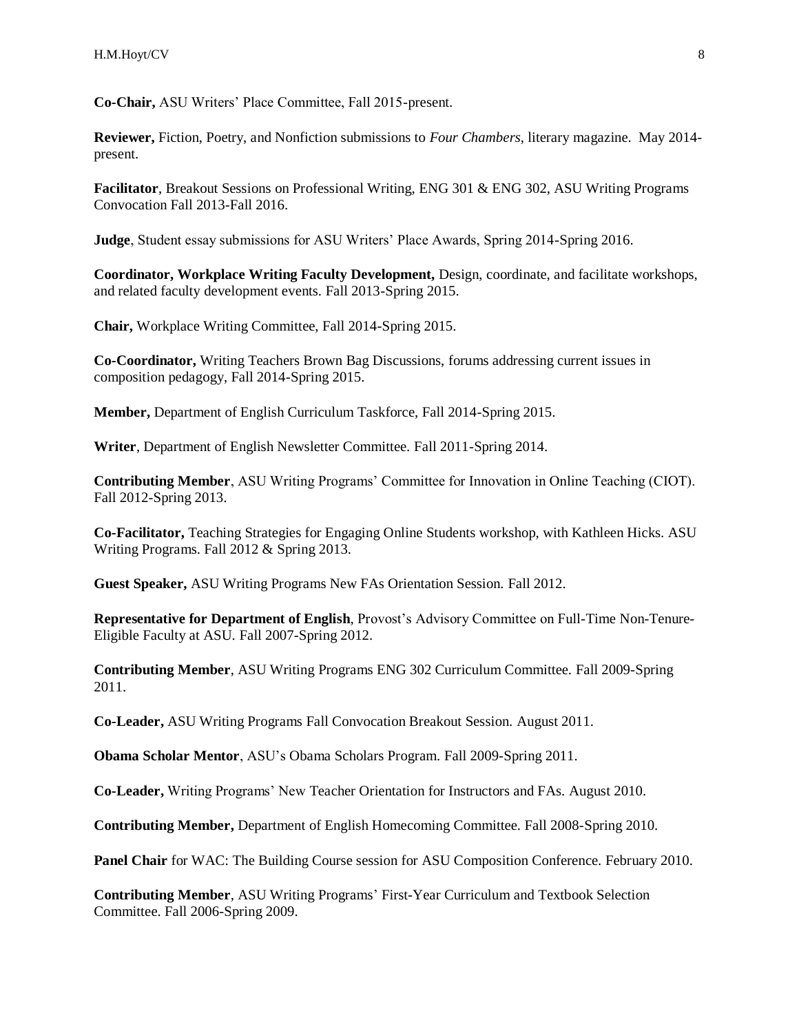**Co-Chair,** ASU Writers' Place Committee, Fall 2015-present.

**Reviewer,** Fiction, Poetry, and Nonfiction submissions to *Four Chambers*, literary magazine. May 2014-present.

**Facilitator**, Breakout Sessions on Professional Writing, ENG 301 & ENG 302, ASU Writing Programs Convocation Fall 2013-Fall 2016.

**Judge**, Student essay submissions for ASU Writers' Place Awards, Spring 2014-Spring 2016.

**Coordinator, Workplace Writing Faculty Development,** Design, coordinate, and facilitate workshops, and related faculty development events. Fall 2013-Spring 2015.

**Chair,** Workplace Writing Committee, Fall 2014-Spring 2015.

**Co-Coordinator,** Writing Teachers Brown Bag Discussions, forums addressing current issues in composition pedagogy, Fall 2014-Spring 2015.

**Member,** Department of English Curriculum Taskforce, Fall 2014-Spring 2015.

**Writer**, Department of English Newsletter Committee. Fall 2011-Spring 2014.

**Contributing Member**, ASU Writing Programs' Committee for Innovation in Online Teaching (CIOT). Fall 2012-Spring 2013.

**Co-Facilitator,** Teaching Strategies for Engaging Online Students workshop, with Kathleen Hicks. ASU Writing Programs. Fall 2012 & Spring 2013.

**Guest Speaker,** ASU Writing Programs New FAs Orientation Session. Fall 2012.

**Representative for Department of English**, Provost's Advisory Committee on Full-Time Non-Tenure-Eligible Faculty at ASU. Fall 2007-Spring 2012.

**Contributing Member**, ASU Writing Programs ENG 302 Curriculum Committee. Fall 2009-Spring 2011.

**Co-Leader,** ASU Writing Programs Fall Convocation Breakout Session. August 2011.

**Obama Scholar Mentor**, ASU's Obama Scholars Program. Fall 2009-Spring 2011.

**Co-Leader,** Writing Programs' New Teacher Orientation for Instructors and FAs. August 2010.

**Contributing Member,** Department of English Homecoming Committee. Fall 2008-Spring 2010.

**Panel Chair** for WAC: The Building Course session for ASU Composition Conference. February 2010.

**Contributing Member**, ASU Writing Programs' First-Year Curriculum and Textbook Selection Committee. Fall 2006-Spring 2009.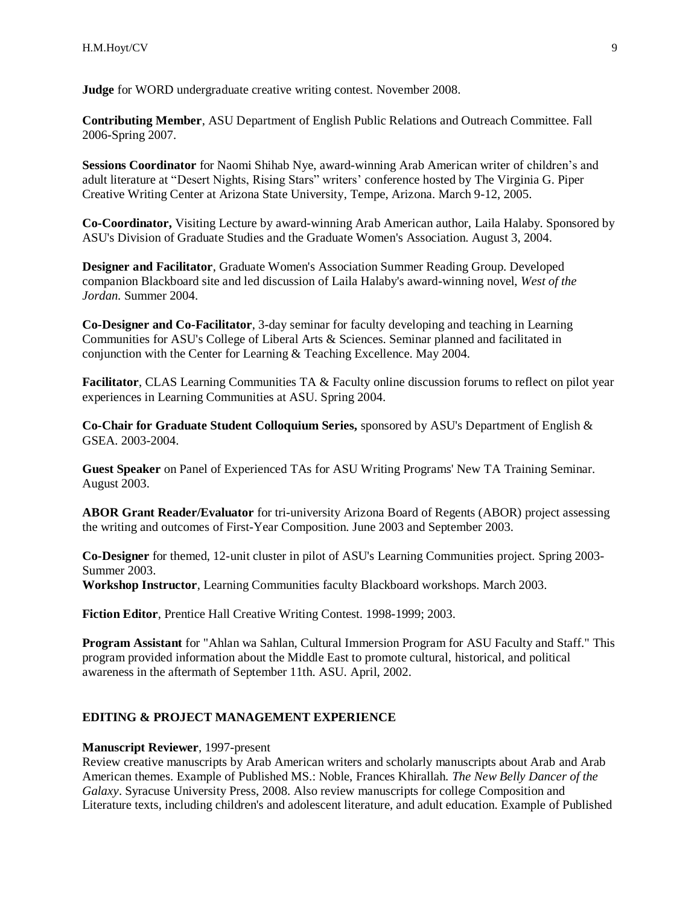**Judge** for WORD undergraduate creative writing contest. November 2008.

**Contributing Member**, ASU Department of English Public Relations and Outreach Committee. Fall 2006-Spring 2007.

**Sessions Coordinator** for Naomi Shihab Nye, award-winning Arab American writer of children's and adult literature at "Desert Nights, Rising Stars" writers' conference hosted by The Virginia G. Piper Creative Writing Center at Arizona State University, Tempe, Arizona. March 9-12, 2005.

**Co-Coordinator,** Visiting Lecture by award-winning Arab American author, Laila Halaby. Sponsored by ASU's Division of Graduate Studies and the Graduate Women's Association. August 3, 2004.

**Designer and Facilitator**, Graduate Women's Association Summer Reading Group. Developed companion Blackboard site and led discussion of Laila Halaby's award-winning novel, *West of the Jordan.* Summer 2004.

**Co-Designer and Co-Facilitator**, 3-day seminar for faculty developing and teaching in Learning Communities for ASU's College of Liberal Arts & Sciences. Seminar planned and facilitated in conjunction with the Center for Learning & Teaching Excellence. May 2004.

**Facilitator**, CLAS Learning Communities TA & Faculty online discussion forums to reflect on pilot year experiences in Learning Communities at ASU. Spring 2004.

**Co-Chair for Graduate Student Colloquium Series,** sponsored by ASU's Department of English & GSEA. 2003-2004.

**Guest Speaker** on Panel of Experienced TAs for ASU Writing Programs' New TA Training Seminar. August 2003.

**ABOR Grant Reader/Evaluator** for tri-university Arizona Board of Regents (ABOR) project assessing the writing and outcomes of First-Year Composition. June 2003 and September 2003.

**Co-Designer** for themed, 12-unit cluster in pilot of ASU's Learning Communities project. Spring 2003-Summer 2003.
**Workshop Instructor**, Learning Communities faculty Blackboard workshops. March 2003.

**Fiction Editor**, Prentice Hall Creative Writing Contest. 1998-1999; 2003.

**Program Assistant** for "Ahlan wa Sahlan, Cultural Immersion Program for ASU Faculty and Staff." This program provided information about the Middle East to promote cultural, historical, and political awareness in the aftermath of September 11th. ASU. April, 2002.

## EDITING & PROJECT MANAGEMENT EXPERIENCE

**Manuscript Reviewer**, 1997-present
Review creative manuscripts by Arab American writers and scholarly manuscripts about Arab and Arab American themes. Example of Published MS.: Noble, Frances Khirallah. *The New Belly Dancer of the Galaxy*. Syracuse University Press, 2008. Also review manuscripts for college Composition and Literature texts, including children's and adolescent literature, and adult education. Example of Published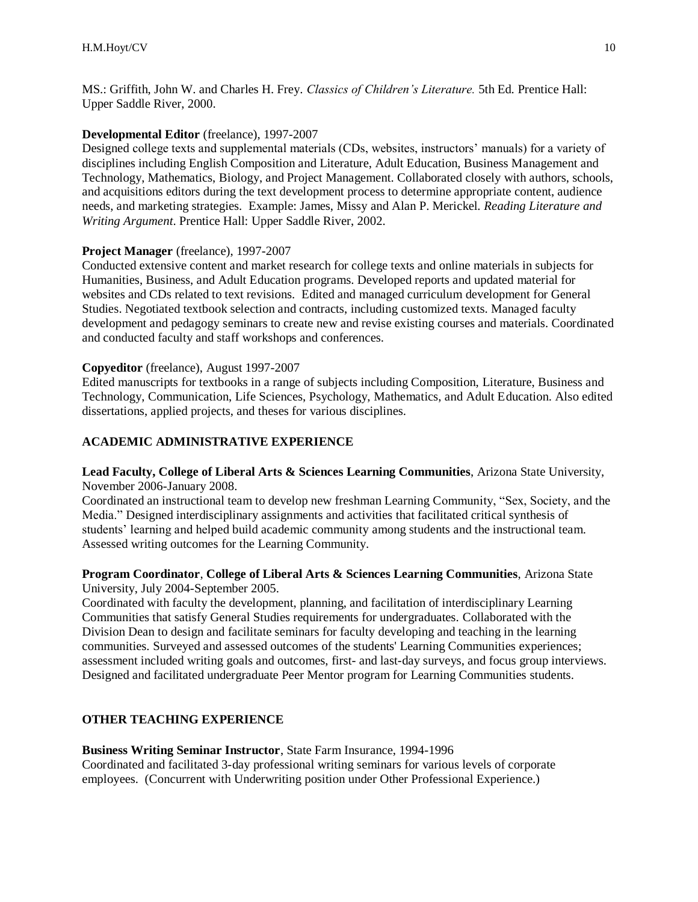MS.: Griffith, John W. and Charles H. Frey. *Classics of Children's Literature.* 5th Ed. Prentice Hall: Upper Saddle River, 2000.

**Developmental Editor** (freelance), 1997-2007
Designed college texts and supplemental materials (CDs, websites, instructors' manuals) for a variety of disciplines including English Composition and Literature, Adult Education, Business Management and Technology, Mathematics, Biology, and Project Management. Collaborated closely with authors, schools, and acquisitions editors during the text development process to determine appropriate content, audience needs, and marketing strategies. Example: James, Missy and Alan P. Merickel. *Reading Literature and Writing Argument*. Prentice Hall: Upper Saddle River, 2002.

**Project Manager** (freelance), 1997-2007
Conducted extensive content and market research for college texts and online materials in subjects for Humanities, Business, and Adult Education programs. Developed reports and updated material for websites and CDs related to text revisions. Edited and managed curriculum development for General Studies. Negotiated textbook selection and contracts, including customized texts. Managed faculty development and pedagogy seminars to create new and revise existing courses and materials. Coordinated and conducted faculty and staff workshops and conferences.

**Copyeditor** (freelance), August 1997-2007
Edited manuscripts for textbooks in a range of subjects including Composition, Literature, Business and Technology, Communication, Life Sciences, Psychology, Mathematics, and Adult Education. Also edited dissertations, applied projects, and theses for various disciplines.

## ACADEMIC ADMINISTRATIVE EXPERIENCE

**Lead Faculty, College of Liberal Arts & Sciences Learning Communities**, Arizona State University, November 2006-January 2008.
Coordinated an instructional team to develop new freshman Learning Community, "Sex, Society, and the Media." Designed interdisciplinary assignments and activities that facilitated critical synthesis of students' learning and helped build academic community among students and the instructional team. Assessed writing outcomes for the Learning Community.

**Program Coordinator**, **College of Liberal Arts & Sciences Learning Communities**, Arizona State University, July 2004-September 2005.
Coordinated with faculty the development, planning, and facilitation of interdisciplinary Learning Communities that satisfy General Studies requirements for undergraduates. Collaborated with the Division Dean to design and facilitate seminars for faculty developing and teaching in the learning communities. Surveyed and assessed outcomes of the students' Learning Communities experiences; assessment included writing goals and outcomes, first- and last-day surveys, and focus group interviews. Designed and facilitated undergraduate Peer Mentor program for Learning Communities students.

## OTHER TEACHING EXPERIENCE

**Business Writing Seminar Instructor**, State Farm Insurance, 1994-1996
Coordinated and facilitated 3-day professional writing seminars for various levels of corporate employees. (Concurrent with Underwriting position under Other Professional Experience.)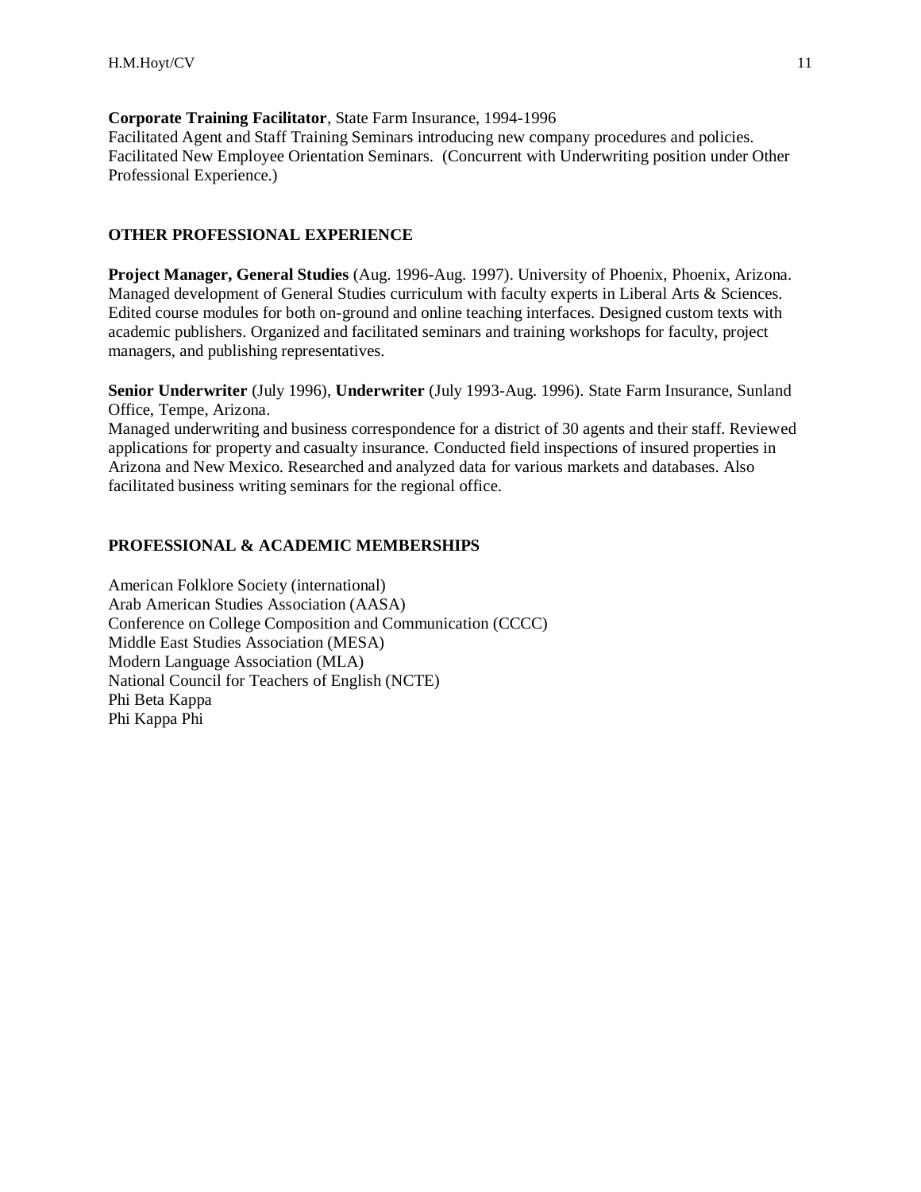**Corporate Training Facilitator**, State Farm Insurance, 1994-1996
Facilitated Agent and Staff Training Seminars introducing new company procedures and policies. Facilitated New Employee Orientation Seminars. (Concurrent with Underwriting position under Other Professional Experience.)

## OTHER PROFESSIONAL EXPERIENCE

**Project Manager, General Studies** (Aug. 1996-Aug. 1997). University of Phoenix, Phoenix, Arizona. Managed development of General Studies curriculum with faculty experts in Liberal Arts & Sciences. Edited course modules for both on-ground and online teaching interfaces. Designed custom texts with academic publishers. Organized and facilitated seminars and training workshops for faculty, project managers, and publishing representatives.

**Senior Underwriter** (July 1996), **Underwriter** (July 1993-Aug. 1996). State Farm Insurance, Sunland Office, Tempe, Arizona.
Managed underwriting and business correspondence for a district of 30 agents and their staff. Reviewed applications for property and casualty insurance. Conducted field inspections of insured properties in Arizona and New Mexico. Researched and analyzed data for various markets and databases. Also facilitated business writing seminars for the regional office.

## PROFESSIONAL & ACADEMIC MEMBERSHIPS

American Folklore Society (international)
Arab American Studies Association (AASA)
Conference on College Composition and Communication (CCCC)
Middle East Studies Association (MESA)
Modern Language Association (MLA)
National Council for Teachers of English (NCTE)
Phi Beta Kappa
Phi Kappa Phi